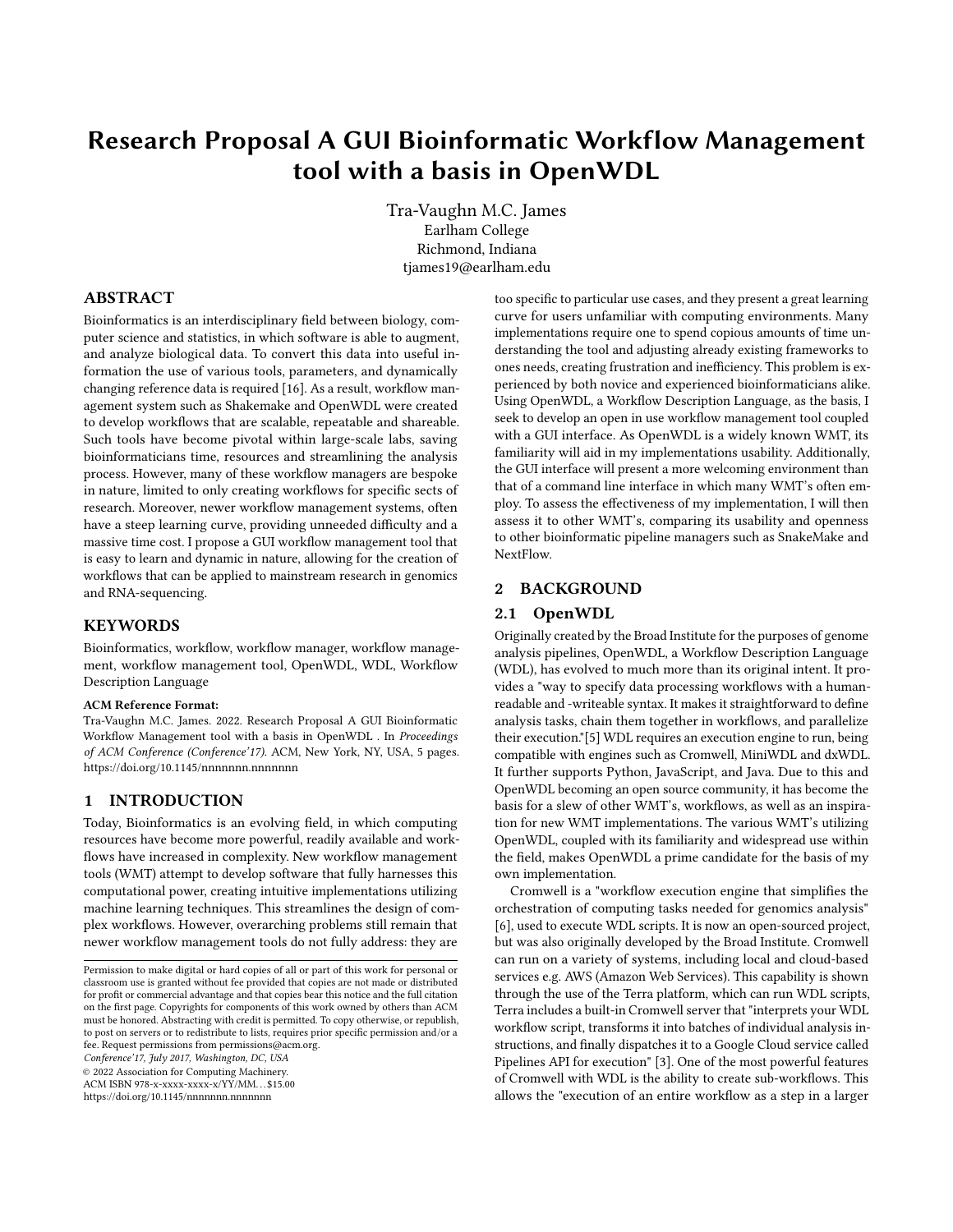# Research Proposal A GUI Bioinformatic Workflow Management tool with a basis in OpenWDL

Tra-Vaughn M.C. James
Earlham College
Richmond, Indiana
tjames19@earlham.edu

## ABSTRACT

Bioinformatics is an interdisciplinary field between biology, computer science and statistics, in which software is able to augment, and analyze biological data. To convert this data into useful information the use of various tools, parameters, and dynamically changing reference data is required [16]. As a result, workflow management system such as Shakemake and OpenWDL were created to develop workflows that are scalable, repeatable and shareable. Such tools have become pivotal within large-scale labs, saving bioinformaticians time, resources and streamlining the analysis process. However, many of these workflow managers are bespoke in nature, limited to only creating workflows for specific sects of research. Moreover, newer workflow management systems, often have a steep learning curve, providing unneeded difficulty and a massive time cost. I propose a GUI workflow management tool that is easy to learn and dynamic in nature, allowing for the creation of workflows that can be applied to mainstream research in genomics and RNA-sequencing.

## KEYWORDS

Bioinformatics, workflow, workflow manager, workflow management, workflow management tool, OpenWDL, WDL, Workflow Description Language

**ACM Reference Format:**

Tra-Vaughn M.C. James. 2022. Research Proposal A GUI Bioinformatic Workflow Management tool with a basis in OpenWDL . In *Proceedings of ACM Conference (Conference'17).* ACM, New York, NY, USA, 5 pages. https://doi.org/10.1145/nnnnnnn.nnnnnnn

## 1 INTRODUCTION

Today, Bioinformatics is an evolving field, in which computing resources have become more powerful, readily available and workflows have increased in complexity. New workflow management tools (WMT) attempt to develop software that fully harnesses this computational power, creating intuitive implementations utilizing machine learning techniques. This streamlines the design of complex workflows. However, overarching problems still remain that newer workflow management tools do not fully address: they are too specific to particular use cases, and they present a great learning curve for users unfamiliar with computing environments. Many implementations require one to spend copious amounts of time understanding the tool and adjusting already existing frameworks to ones needs, creating frustration and inefficiency. This problem is experienced by both novice and experienced bioinformaticians alike. Using OpenWDL, a Workflow Description Language, as the basis, I seek to develop an open in use workflow management tool coupled with a GUI interface. As OpenWDL is a widely known WMT, its familiarity will aid in my implementations usability. Additionally, the GUI interface will present a more welcoming environment than that of a command line interface in which many WMT's often employ. To assess the effectiveness of my implementation, I will then assess it to other WMT's, comparing its usability and openness to other bioinformatic pipeline managers such as SnakeMake and NextFlow.

## 2 BACKGROUND

### 2.1 OpenWDL

Originally created by the Broad Institute for the purposes of genome analysis pipelines, OpenWDL, a Workflow Description Language (WDL), has evolved to much more than its original intent. It provides a "way to specify data processing workflows with a human-readable and -writeable syntax. It makes it straightforward to define analysis tasks, chain them together in workflows, and parallelize their execution."[5] WDL requires an execution engine to run, being compatible with engines such as Cromwell, MiniWDL and dxWDL. It further supports Python, JavaScript, and Java. Due to this and OpenWDL becoming an open source community, it has become the basis for a slew of other WMT's, workflows, as well as an inspiration for new WMT implementations. The various WMT's utilizing OpenWDL, coupled with its familiarity and widespread use within the field, makes OpenWDL a prime candidate for the basis of my own implementation.

Cromwell is a "workflow execution engine that simplifies the orchestration of computing tasks needed for genomics analysis" [6], used to execute WDL scripts. It is now an open-sourced project, but was also originally developed by the Broad Institute. Cromwell can run on a variety of systems, including local and cloud-based services e.g. AWS (Amazon Web Services). This capability is shown through the use of the Terra platform, which can run WDL scripts, Terra includes a built-in Cromwell server that "interprets your WDL workflow script, transforms it into batches of individual analysis instructions, and finally dispatches it to a Google Cloud service called Pipelines API for execution" [3]. One of the most powerful features of Cromwell with WDL is the ability to create sub-workflows. This allows the "execution of an entire workflow as a step in a larger

Permission to make digital or hard copies of all or part of this work for personal or classroom use is granted without fee provided that copies are not made or distributed for profit or commercial advantage and that copies bear this notice and the full citation on the first page. Copyrights for components of this work owned by others than ACM must be honored. Abstracting with credit is permitted. To copy otherwise, or republish, to post on servers or to redistribute to lists, requires prior specific permission and/or a fee. Request permissions from permissions@acm.org.
*Conference'17, July 2017, Washington, DC, USA*
© 2022 Association for Computing Machinery.
ACM ISBN 978-x-xxxx-xxxx-x/YY/MM...$15.00
https://doi.org/10.1145/nnnnnnn.nnnnnnn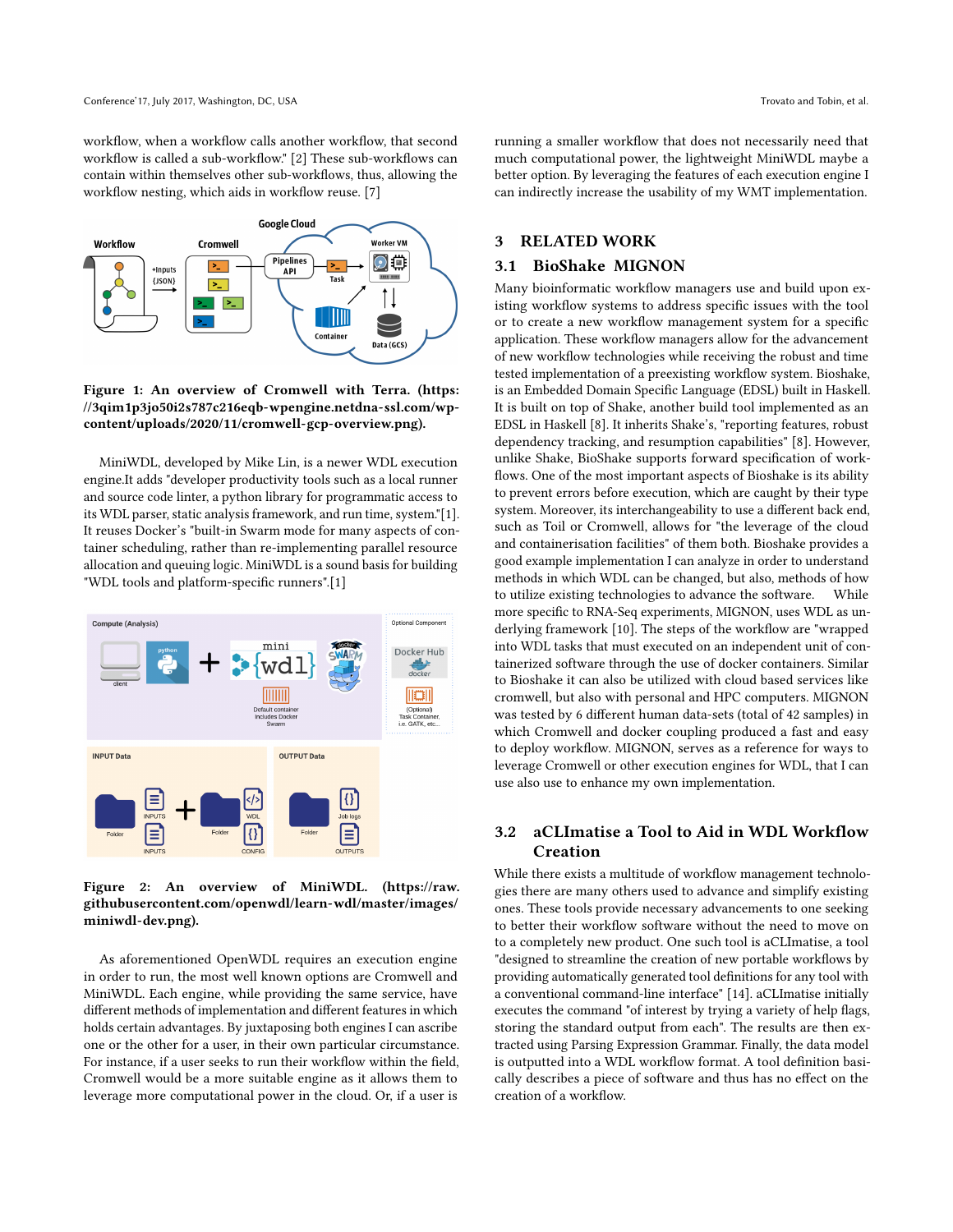workflow, when a workflow calls another workflow, that second workflow is called a sub-workflow." [2] These sub-workflows can contain within themselves other sub-workflows, thus, allowing the workflow nesting, which aids in workflow reuse. [7]

**Figure 1: An overview of Cromwell with Terra. (https://3qim1p3jo50i2s787c216eqb-wpengine.netdna-ssl.com/wp-content/uploads/2020/11/cromwell-gcp-overview.png).**

MiniWDL, developed by Mike Lin, is a newer WDL execution engine.It adds "developer productivity tools such as a local runner and source code linter, a python library for programmatic access to its WDL parser, static analysis framework, and run time, system."[1]. It reuses Docker's "built-in Swarm mode for many aspects of container scheduling, rather than re-implementing parallel resource allocation and queuing logic. MiniWDL is a sound basis for building "WDL tools and platform-specific runners".[1]

**Figure 2: An overview of MiniWDL. (https://raw.githubusercontent.com/openwdl/learn-wdl/master/images/miniwdl-dev.png).**

As aforementioned OpenWDL requires an execution engine in order to run, the most well known options are Cromwell and MiniWDL. Each engine, while providing the same service, have different methods of implementation and different features in which holds certain advantages. By juxtaposing both engines I can ascribe one or the other for a user, in their own particular circumstance. For instance, if a user seeks to run their workflow within the field, Cromwell would be a more suitable engine as it allows them to leverage more computational power in the cloud. Or, if a user is running a smaller workflow that does not necessarily need that much computational power, the lightweight MiniWDL maybe a better option. By leveraging the features of each execution engine I can indirectly increase the usability of my WMT implementation.

## 3 RELATED WORK

### 3.1 BioShake MIGNON

Many bioinformatic workflow managers use and build upon existing workflow systems to address specific issues with the tool or to create a new workflow management system for a specific application. These workflow managers allow for the advancement of new workflow technologies while receiving the robust and time tested implementation of a preexisting workflow system. Bioshake, is an Embedded Domain Specific Language (EDSL) built in Haskell. It is built on top of Shake, another build tool implemented as an EDSL in Haskell [8]. It inherits Shake's, "reporting features, robust dependency tracking, and resumption capabilities" [8]. However, unlike Shake, BioShake supports forward specification of workflows. One of the most important aspects of Bioshake is its ability to prevent errors before execution, which are caught by their type system. Moreover, its interchangeability to use a different back end, such as Toil or Cromwell, allows for "the leverage of the cloud and containerisation facilities" of them both. Bioshake provides a good example implementation I can analyze in order to understand methods in which WDL can be changed, but also, methods of how to utilize existing technologies to advance the software. While more specific to RNA-Seq experiments, MIGNON, uses WDL as underlying framework [10]. The steps of the workflow are "wrapped into WDL tasks that must executed on an independent unit of containerized software through the use of docker containers. Similar to Bioshake it can also be utilized with cloud based services like cromwell, but also with personal and HPC computers. MIGNON was tested by 6 different human data-sets (total of 42 samples) in which Cromwell and docker coupling produced a fast and easy to deploy workflow. MIGNON, serves as a reference for ways to leverage Cromwell or other execution engines for WDL, that I can use also use to enhance my own implementation.

### 3.2 aCLImatise a Tool to Aid in WDL Workflow Creation

While there exists a multitude of workflow management technologies there are many others used to advance and simplify existing ones. These tools provide necessary advancements to one seeking to better their workflow software without the need to move on to a completely new product. One such tool is aCLImatise, a tool "designed to streamline the creation of new portable workflows by providing automatically generated tool definitions for any tool with a conventional command-line interface" [14]. aCLImatise initially executes the command "of interest by trying a variety of help flags, storing the standard output from each". The results are then extracted using Parsing Expression Grammar. Finally, the data model is outputted into a WDL workflow format. A tool definition basically describes a piece of software and thus has no effect on the creation of a workflow.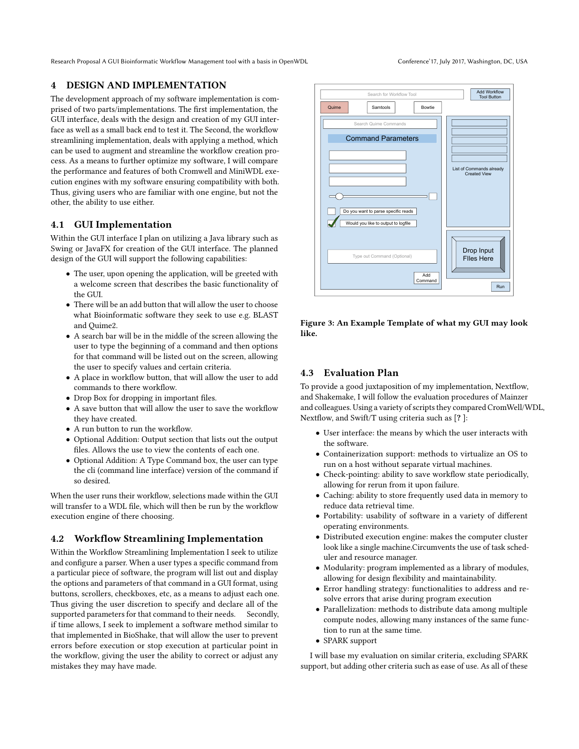## 4 DESIGN AND IMPLEMENTATION

The development approach of my software implementation is comprised of two parts/implementations. The first implementation, the GUI interface, deals with the design and creation of my GUI interface as well as a small back end to test it. The Second, the workflow streamlining implementation, deals with applying a method, which can be used to augment and streamline the workflow creation process. As a means to further optimize my software, I will compare the performance and features of both Cromwell and MiniWDL execution engines with my software ensuring compatibility with both. Thus, giving users who are familiar with one engine, but not the other, the ability to use either.

### 4.1 GUI Implementation

Within the GUI interface I plan on utilizing a Java library such as Swing or JavaFX for creation of the GUI interface. The planned design of the GUI will support the following capabilities:

- The user, upon opening the application, will be greeted with a welcome screen that describes the basic functionality of the GUI.
- There will be an add button that will allow the user to choose what Bioinformatic software they seek to use e.g. BLAST and Quime2.
- A search bar will be in the middle of the screen allowing the user to type the beginning of a command and then options for that command will be listed out on the screen, allowing the user to specify values and certain criteria.
- A place in workflow button, that will allow the user to add commands to there workflow.
- Drop Box for dropping in important files.
- A save button that will allow the user to save the workflow they have created.
- A run button to run the workflow.
- Optional Addition: Output section that lists out the output files. Allows the use to view the contents of each one.
- Optional Addition: A Type Command box, the user can type the cli (command line interface) version of the command if so desired.

When the user runs their workflow, selections made within the GUI will transfer to a WDL file, which will then be run by the workflow execution engine of there choosing.

### 4.2 Workflow Streamlining Implementation

Within the Workflow Streamlining Implementation I seek to utilize and configure a parser. When a user types a specific command from a particular piece of software, the program will list out and display the options and parameters of that command in a GUI format, using buttons, scrollers, checkboxes, etc, as a means to adjust each one. Thus giving the user discretion to specify and declare all of the supported parameters for that command to their needs. Secondly, if time allows, I seek to implement a software method similar to that implemented in BioShake, that will allow the user to prevent errors before execution or stop execution at particular point in the workflow, giving the user the ability to correct or adjust any mistakes they may have made.

Search for Workflow Tool | Add Workflow Tool Button | Quime | Samtools | Bowtie | Search Quime Commands | Command Parameters | Do you want to parse specific reads | Would you like to output to logfile | Type out Command (Optional) | Add Command | List of Commands already Created View | Drop Input FIles Here | Run

**Figure 3: An Example Template of what my GUI may look like.**

### 4.3 Evaluation Plan

To provide a good juxtaposition of my implementation, Nextflow, and Shakemake, I will follow the evaluation procedures of Mainzer and colleagues. Using a variety of scripts they compared CromWell/WDL, Nextflow, and Swift/T using criteria such as [? ]:

- User interface: the means by which the user interacts with the software.
- Containerization support: methods to virtualize an OS to run on a host without separate virtual machines.
- Check-pointing: ability to save workflow state periodically, allowing for rerun from it upon failure.
- Caching: ability to store frequently used data in memory to reduce data retrieval time.
- Portability: usability of software in a variety of different operating environments.
- Distributed execution engine: makes the computer cluster look like a single machine.Circumvents the use of task scheduler and resource manager.
- Modularity: program implemented as a library of modules, allowing for design flexibility and maintainability.
- Error handling strategy: functionalities to address and resolve errors that arise during program execution
- Parallelization: methods to distribute data among multiple compute nodes, allowing many instances of the same function to run at the same time.
- SPARK support

I will base my evaluation on similar criteria, excluding SPARK support, but adding other criteria such as ease of use. As all of these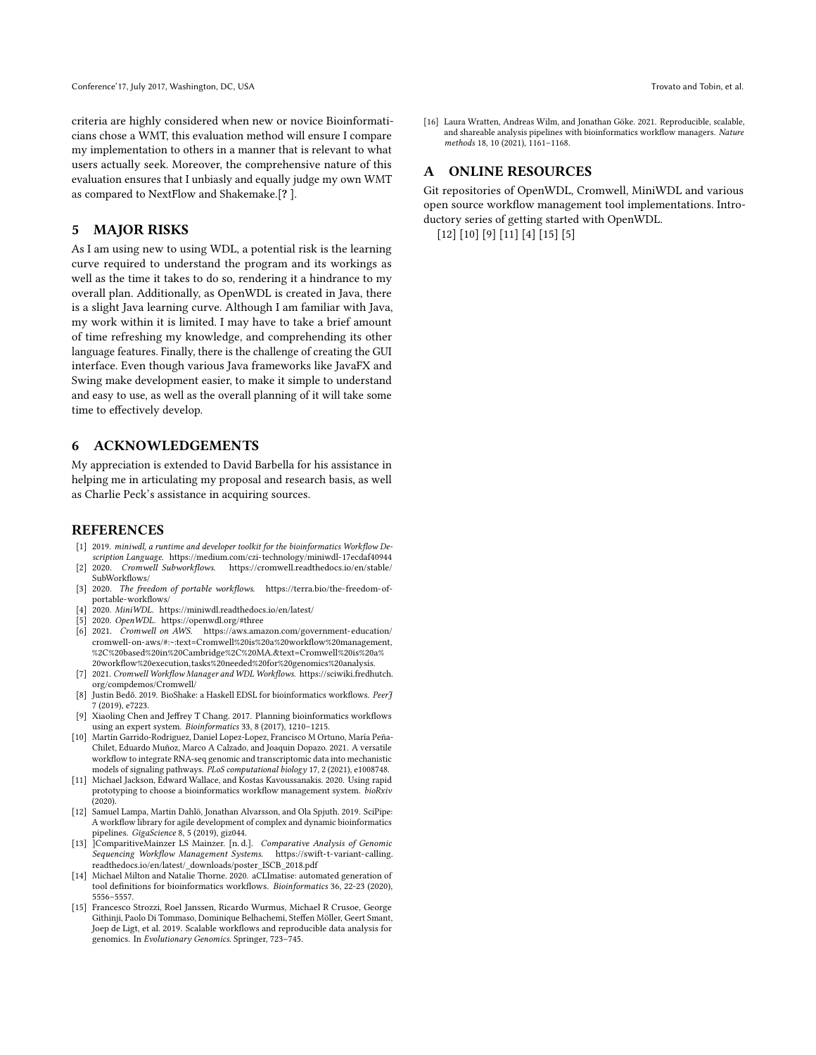criteria are highly considered when new or novice Bioinformaticians chose a WMT, this evaluation method will ensure I compare my implementation to others in a manner that is relevant to what users actually seek. Moreover, the comprehensive nature of this evaluation ensures that I unbiasly and equally judge my own WMT as compared to NextFlow and Shakemake.[? ].

## 5 MAJOR RISKS

As I am using new to using WDL, a potential risk is the learning curve required to understand the program and its workings as well as the time it takes to do so, rendering it a hindrance to my overall plan. Additionally, as OpenWDL is created in Java, there is a slight Java learning curve. Although I am familiar with Java, my work within it is limited. I may have to take a brief amount of time refreshing my knowledge, and comprehending its other language features. Finally, there is the challenge of creating the GUI interface. Even though various Java frameworks like JavaFX and Swing make development easier, to make it simple to understand and easy to use, as well as the overall planning of it will take some time to effectively develop.

## 6 ACKNOWLEDGEMENTS

My appreciation is extended to David Barbella for his assistance in helping me in articulating my proposal and research basis, as well as Charlie Peck's assistance in acquiring sources.

## REFERENCES

[1] 2019. *miniwdl, a runtime and developer toolkit for the bioinformatics Workflow Description Language.* https://medium.com/czi-technology/miniwdl-17ecdaf40944

[2] 2020. *Cromwell Subworkflows.* https://cromwell.readthedocs.io/en/stable/SubWorkflows/

[3] 2020. *The freedom of portable workflows.* https://terra.bio/the-freedom-of-portable-workflows/

[4] 2020. *MiniWDL.* https://miniwdl.readthedocs.io/en/latest/

[5] 2020. *OpenWDL.* https://openwdl.org/#three

[6] 2021. *Cromwell on AWS.* https://aws.amazon.com/government-education/cromwell-on-aws/#:~:text=Cromwell%20is%20a%20workflow%20management,%2C%20based%20in%20Cambridge%2C%20MA.&text=Cromwell%20is%20a%20workflow%20execution,tasks%20needed%20for%20genomics%20analysis.

[7] 2021. *Cromwell Workflow Manager and WDL Workflows.* https://sciwiki.fredhutch.org/compdemos/Cromwell/

[8] Justin Bedő. 2019. BioShake: a Haskell EDSL for bioinformatics workflows. *PeerJ* 7 (2019), e7223.

[9] Xiaoling Chen and Jeffrey T Chang. 2017. Planning bioinformatics workflows using an expert system. *Bioinformatics* 33, 8 (2017), 1210–1215.

[10] Martín Garrido-Rodriguez, Daniel Lopez-Lopez, Francisco M Ortuno, María Peña-Chilet, Eduardo Muñoz, Marco A Calzado, and Joaquin Dopazo. 2021. A versatile workflow to integrate RNA-seq genomic and transcriptomic data into mechanistic models of signaling pathways. *PLoS computational biology* 17, 2 (2021), e1008748.

[11] Michael Jackson, Edward Wallace, and Kostas Kavoussanakis. 2020. Using rapid prototyping to choose a bioinformatics workflow management system. *bioRxiv* (2020).

[12] Samuel Lampa, Martin Dahlö, Jonathan Alvarsson, and Ola Spjuth. 2019. SciPipe: A workflow library for agile development of complex and dynamic bioinformatics pipelines. *GigaScience* 8, 5 (2019), giz044.

[13] ]ComparitiveMainzer LS Mainzer. [n. d.]. *Comparative Analysis of Genomic Sequencing Workflow Management Systems.* https://swift-t-variant-calling.readthedocs.io/en/latest/_downloads/poster_ISCB_2018.pdf

[14] Michael Milton and Natalie Thorne. 2020. aCLImatise: automated generation of tool definitions for bioinformatics workflows. *Bioinformatics* 36, 22-23 (2020), 5556–5557.

[15] Francesco Strozzi, Roel Janssen, Ricardo Wurmus, Michael R Crusoe, George Githinji, Paolo Di Tommaso, Dominique Belhachemi, Steffen Möller, Geert Smant, Joep de Ligt, et al. 2019. Scalable workflows and reproducible data analysis for genomics. In *Evolutionary Genomics*. Springer, 723–745.

[16] Laura Wratten, Andreas Wilm, and Jonathan Göke. 2021. Reproducible, scalable, and shareable analysis pipelines with bioinformatics workflow managers. *Nature methods* 18, 10 (2021), 1161–1168.

## A ONLINE RESOURCES

Git repositories of OpenWDL, Cromwell, MiniWDL and various open source workflow management tool implementations. Introductory series of getting started with OpenWDL.

[12] [10] [9] [11] [4] [15] [5]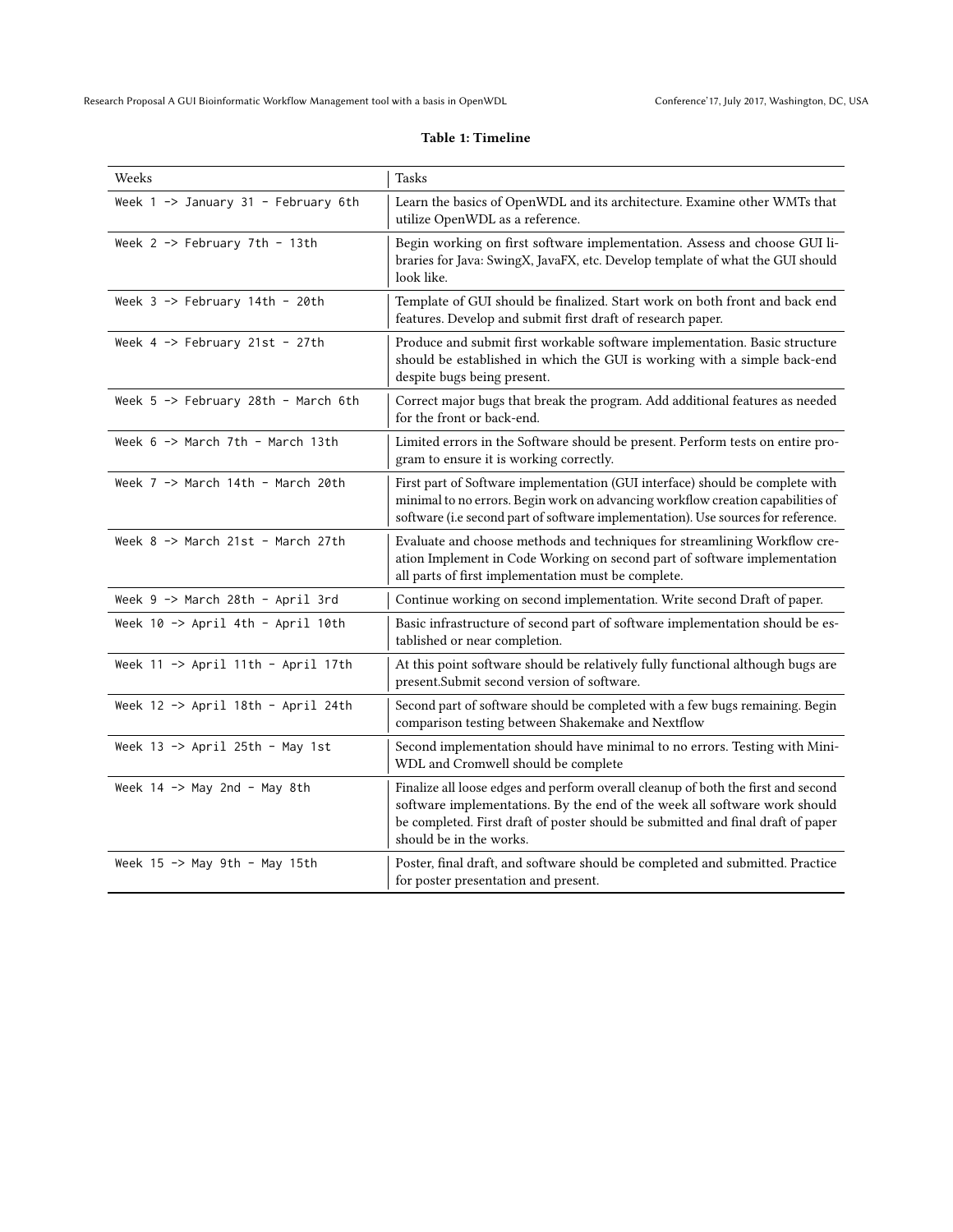**Table 1: Timeline**

| Weeks | Tasks |
|---|---|
| Week 1 -> January 31 - February 6th | Learn the basics of OpenWDL and its architecture. Examine other WMTs that utilize OpenWDL as a reference. |
| Week 2 -> February 7th - 13th | Begin working on first software implementation. Assess and choose GUI libraries for Java: SwingX, JavaFX, etc. Develop template of what the GUI should look like. |
| Week 3 -> February 14th - 20th | Template of GUI should be finalized. Start work on both front and back end features. Develop and submit first draft of research paper. |
| Week 4 -> February 21st - 27th | Produce and submit first workable software implementation. Basic structure should be established in which the GUI is working with a simple back-end despite bugs being present. |
| Week 5 -> February 28th - March 6th | Correct major bugs that break the program. Add additional features as needed for the front or back-end. |
| Week 6 -> March 7th - March 13th | Limited errors in the Software should be present. Perform tests on entire program to ensure it is working correctly. |
| Week 7 -> March 14th - March 20th | First part of Software implementation (GUI interface) should be complete with minimal to no errors. Begin work on advancing workflow creation capabilities of software (i.e second part of software implementation). Use sources for reference. |
| Week 8 -> March 21st - March 27th | Evaluate and choose methods and techniques for streamlining Workflow creation Implement in Code Working on second part of software implementation all parts of first implementation must be complete. |
| Week 9 -> March 28th - April 3rd | Continue working on second implementation. Write second Draft of paper. |
| Week 10 -> April 4th - April 10th | Basic infrastructure of second part of software implementation should be established or near completion. |
| Week 11 -> April 11th - April 17th | At this point software should be relatively fully functional although bugs are present.Submit second version of software. |
| Week 12 -> April 18th - April 24th | Second part of software should be completed with a few bugs remaining. Begin comparison testing between Shakemake and Nextflow |
| Week 13 -> April 25th - May 1st | Second implementation should have minimal to no errors. Testing with MiniWDL and Cromwell should be complete |
| Week 14 -> May 2nd - May 8th | Finalize all loose edges and perform overall cleanup of both the first and second software implementations. By the end of the week all software work should be completed. First draft of poster should be submitted and final draft of paper should be in the works. |
| Week 15 -> May 9th - May 15th | Poster, final draft, and software should be completed and submitted. Practice for poster presentation and present. |